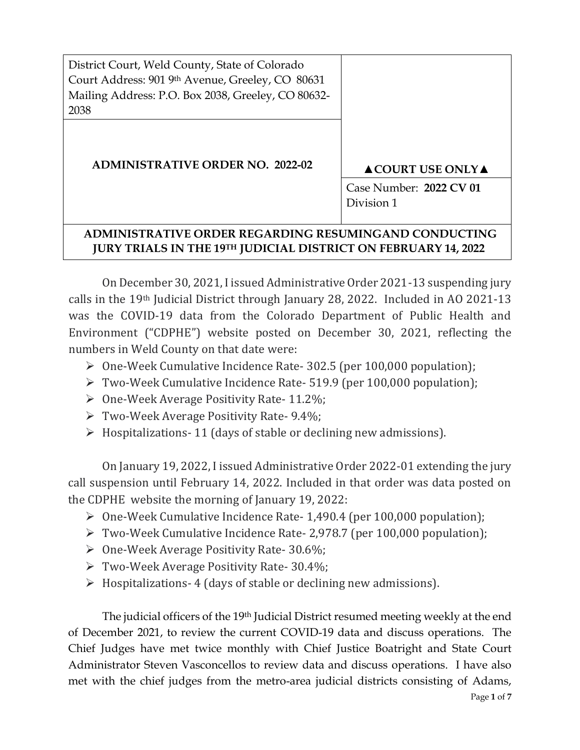| District Court, Weld County, State of Colorado<br>Court Address: 901 9th Avenue, Greeley, CO 80631<br>Mailing Address: P.O. Box 2038, Greeley, CO 80632-2038 | |
|---|---|
| **ADMINISTRATIVE ORDER NO. 2022-02** | **▲COURT USE ONLY▲**<br>Case Number: **2022 CV 01**<br>Division 1 |

**ADMINISTRATIVE ORDER REGARDING RESUMINGAND CONDUCTING JURY TRIALS IN THE 19TH JUDICIAL DISTRICT ON FEBRUARY 14, 2022**

On December 30, 2021, I issued Administrative Order 2021-13 suspending jury calls in the 19th Judicial District through January 28, 2022. Included in AO 2021-13 was the COVID-19 data from the Colorado Department of Public Health and Environment ("CDPHE") website posted on December 30, 2021, reflecting the numbers in Weld County on that date were:

- One-Week Cumulative Incidence Rate- 302.5 (per 100,000 population);
- Two-Week Cumulative Incidence Rate- 519.9 (per 100,000 population);
- One-Week Average Positivity Rate- 11.2%;
- Two-Week Average Positivity Rate- 9.4%;
- Hospitalizations- 11 (days of stable or declining new admissions).

On January 19, 2022, I issued Administrative Order 2022-01 extending the jury call suspension until February 14, 2022. Included in that order was data posted on the CDPHE website the morning of January 19, 2022:

- One-Week Cumulative Incidence Rate- 1,490.4 (per 100,000 population);
- Two-Week Cumulative Incidence Rate- 2,978.7 (per 100,000 population);
- One-Week Average Positivity Rate- 30.6%;
- Two-Week Average Positivity Rate- 30.4%;
- Hospitalizations- 4 (days of stable or declining new admissions).

The judicial officers of the 19th Judicial District resumed meeting weekly at the end of December 2021, to review the current COVID-19 data and discuss operations. The Chief Judges have met twice monthly with Chief Justice Boatright and State Court Administrator Steven Vasconcellos to review data and discuss operations. I have also met with the chief judges from the metro-area judicial districts consisting of Adams,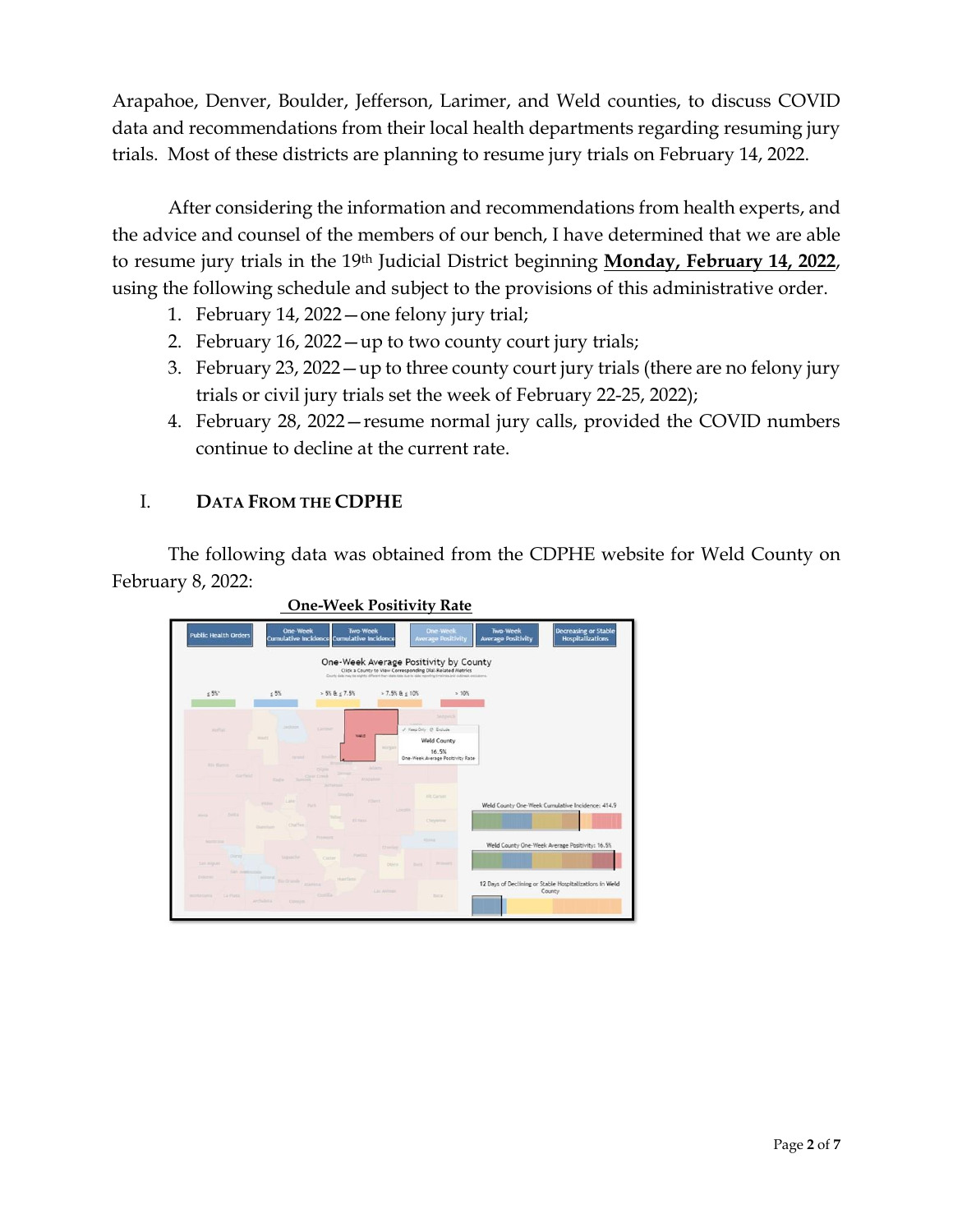Arapahoe, Denver, Boulder, Jefferson, Larimer, and Weld counties, to discuss COVID data and recommendations from their local health departments regarding resuming jury trials. Most of these districts are planning to resume jury trials on February 14, 2022.

After considering the information and recommendations from health experts, and the advice and counsel of the members of our bench, I have determined that we are able to resume jury trials in the 19th Judicial District beginning **Monday, February 14, 2022**, using the following schedule and subject to the provisions of this administrative order.

1. February 14, 2022—one felony jury trial;
2. February 16, 2022—up to two county court jury trials;
3. February 23, 2022—up to three county court jury trials (there are no felony jury trials or civil jury trials set the week of February 22-25, 2022);
4. February 28, 2022—resume normal jury calls, provided the COVID numbers continue to decline at the current rate.

## I. DATA FROM THE CDPHE

The following data was obtained from the CDPHE website for Weld County on February 8, 2022:

**One-Week Positivity Rate**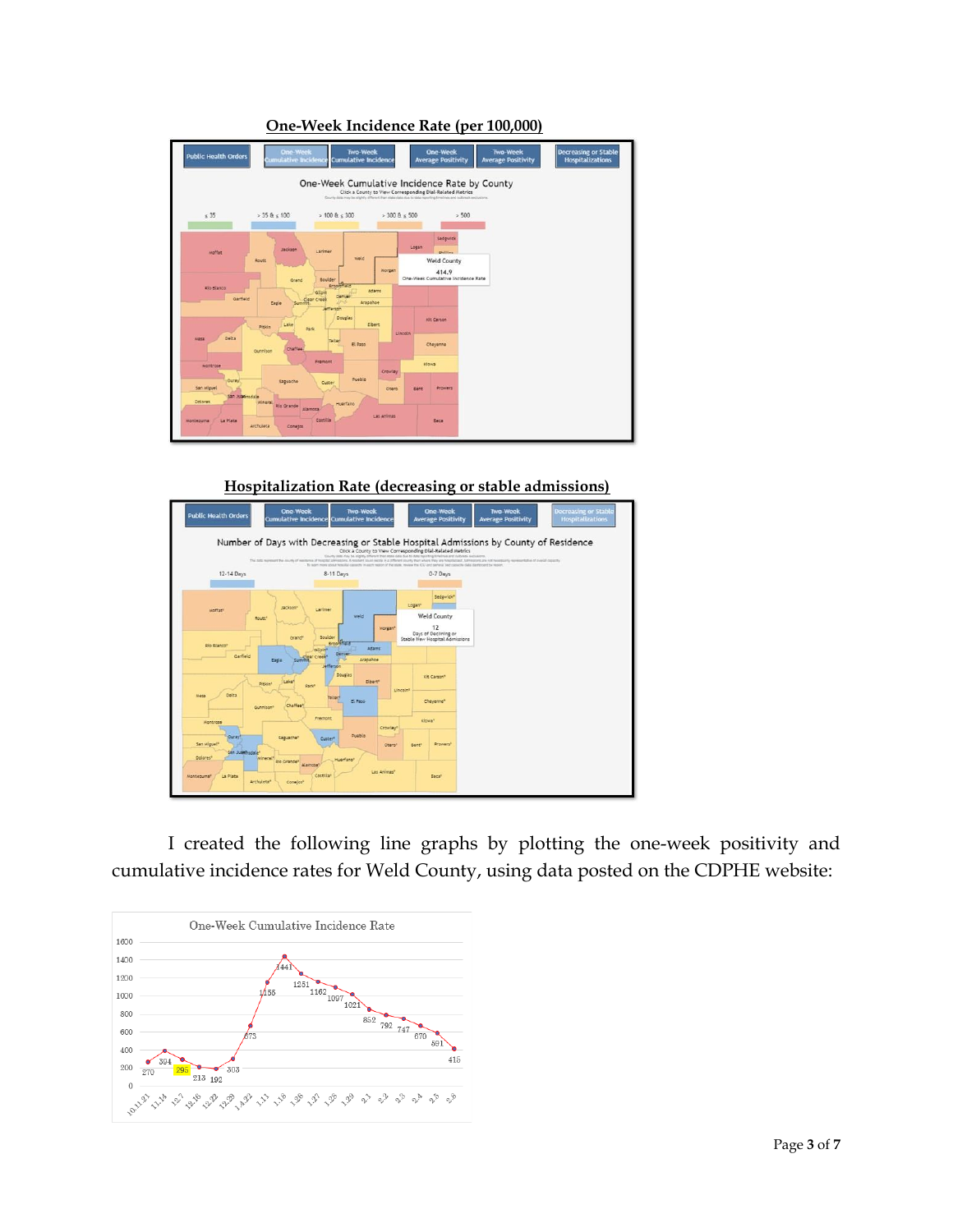**One-Week Incidence Rate (per 100,000)**

**Hospitalization Rate (decreasing or stable admissions)**

I created the following line graphs by plotting the one-week positivity and cumulative incidence rates for Weld County, using data posted on the CDPHE website: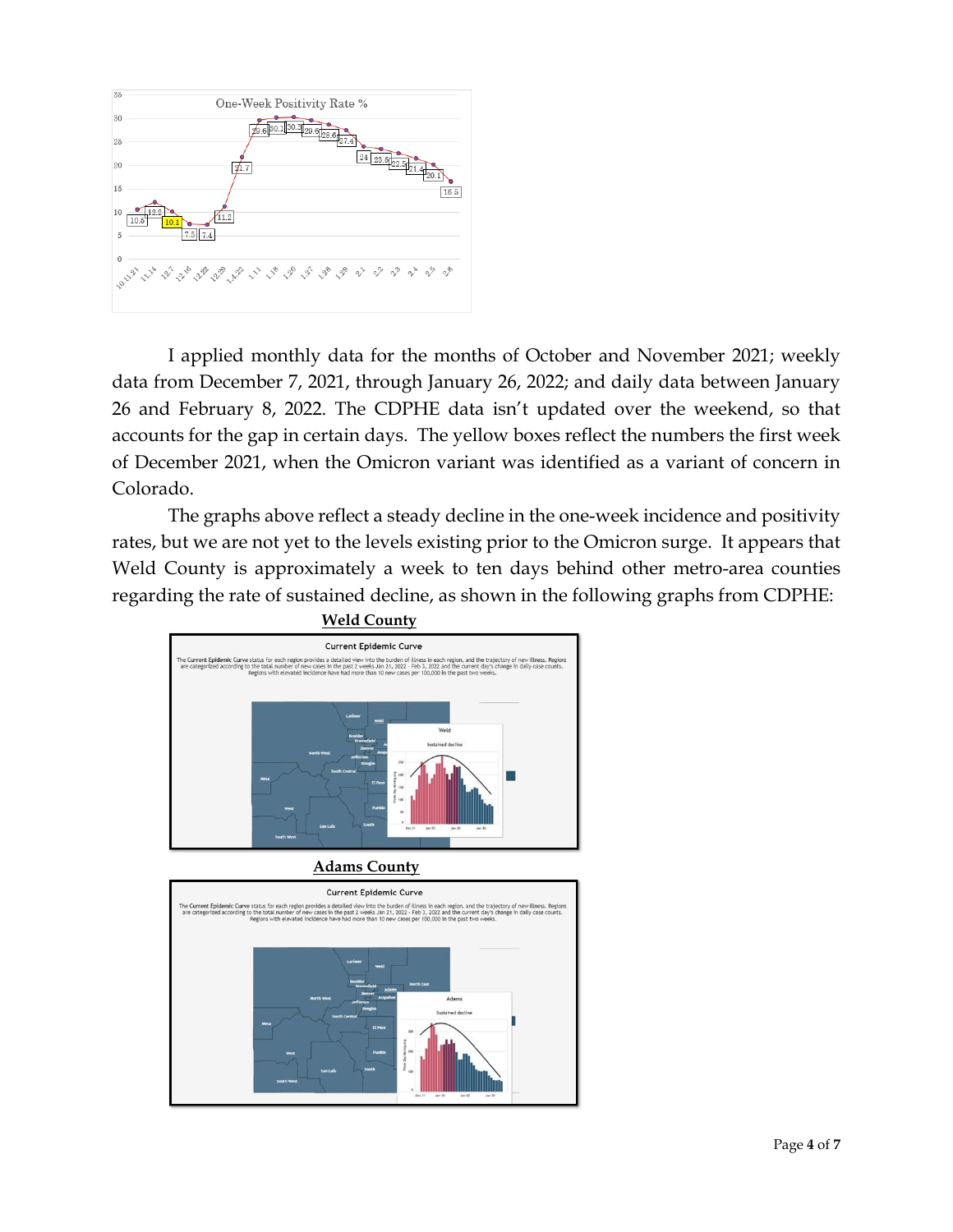I applied monthly data for the months of October and November 2021; weekly data from December 7, 2021, through January 26, 2022; and daily data between January 26 and February 8, 2022. The CDPHE data isn't updated over the weekend, so that accounts for the gap in certain days. The yellow boxes reflect the numbers the first week of December 2021, when the Omicron variant was identified as a variant of concern in Colorado.

The graphs above reflect a steady decline in the one-week incidence and positivity rates, but we are not yet to the levels existing prior to the Omicron surge. It appears that Weld County is approximately a week to ten days behind other metro-area counties regarding the rate of sustained decline, as shown in the following graphs from CDPHE:

**<u>Weld County</u>**

**<u>Adams County</u>**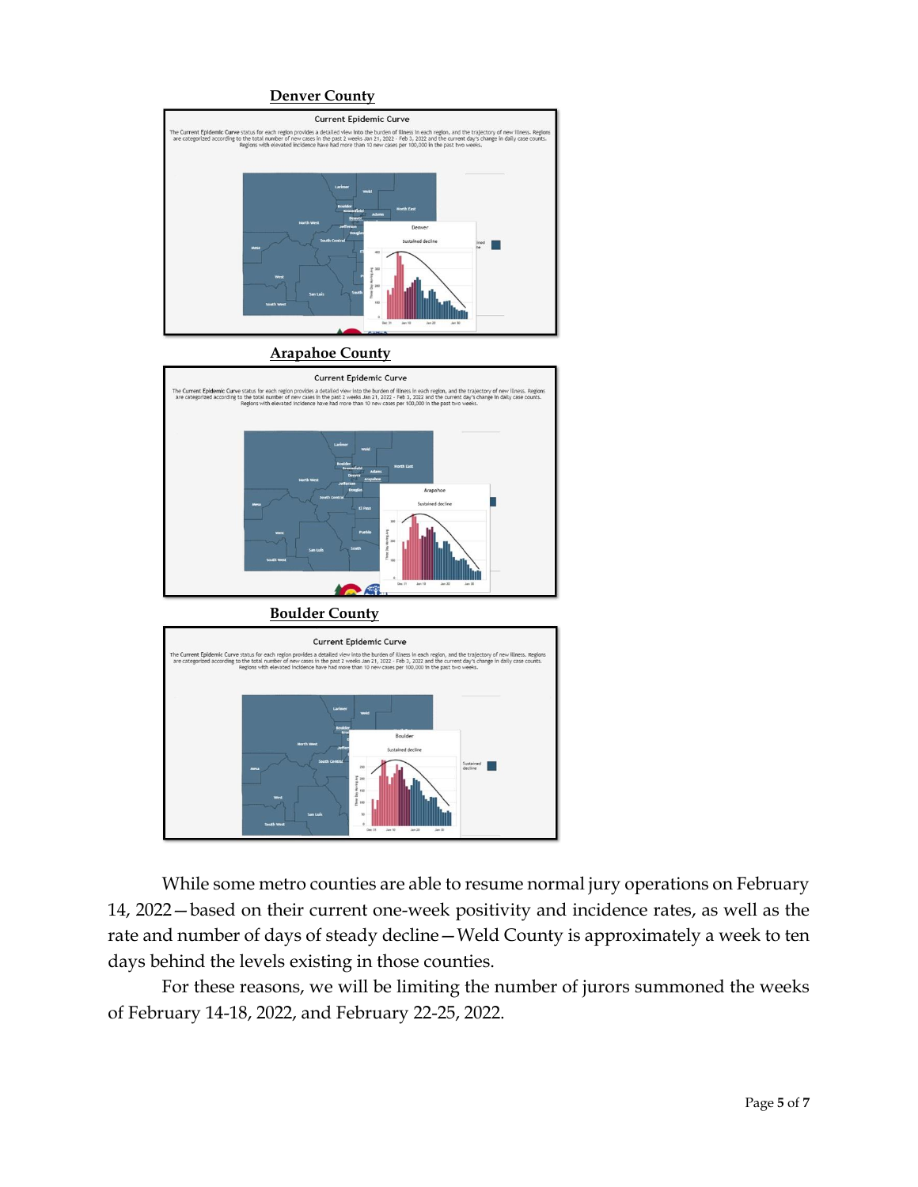**Denver County**

**Arapahoe County**

**Boulder County**

While some metro counties are able to resume normal jury operations on February 14, 2022—based on their current one-week positivity and incidence rates, as well as the rate and number of days of steady decline—Weld County is approximately a week to ten days behind the levels existing in those counties.

For these reasons, we will be limiting the number of jurors summoned the weeks of February 14-18, 2022, and February 22-25, 2022.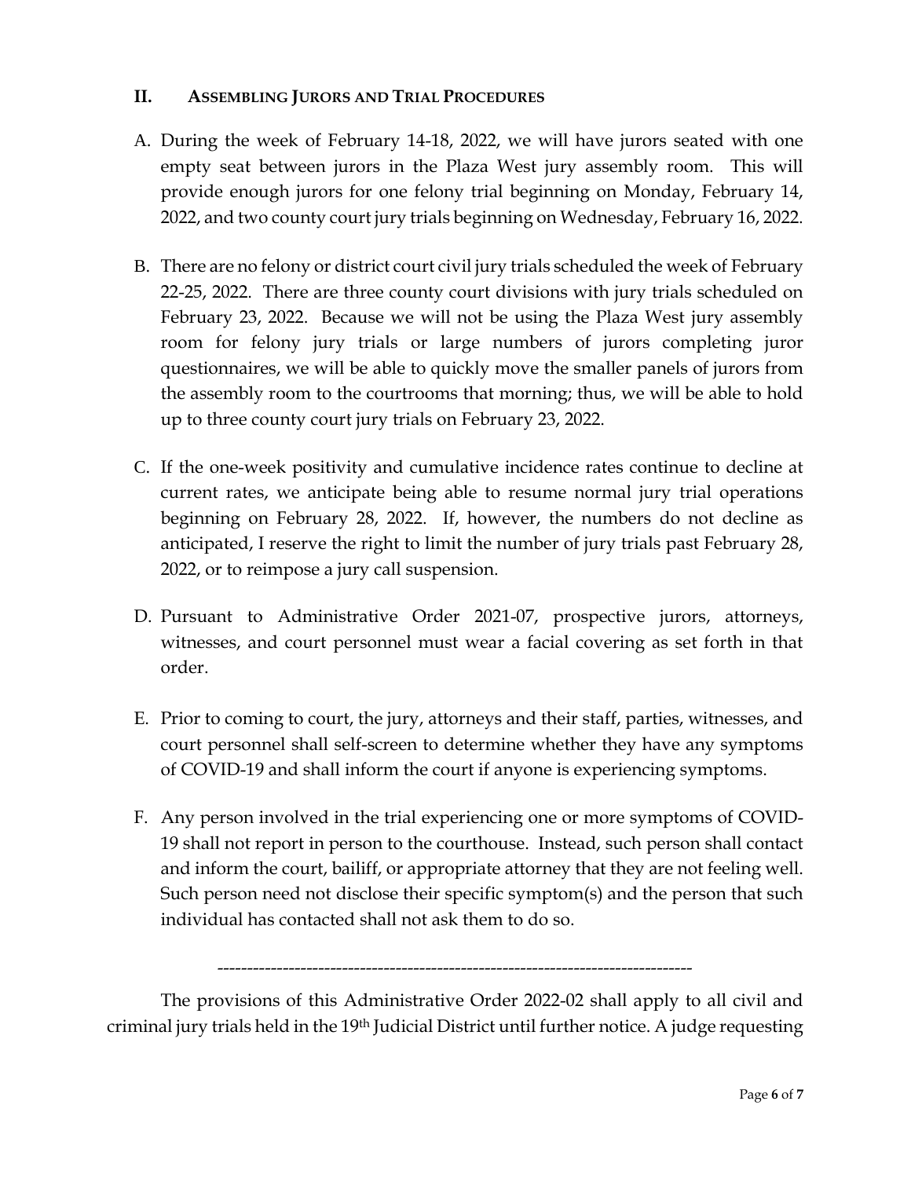## II. Assembling Jurors and Trial Procedures

A. During the week of February 14-18, 2022, we will have jurors seated with one empty seat between jurors in the Plaza West jury assembly room. This will provide enough jurors for one felony trial beginning on Monday, February 14, 2022, and two county court jury trials beginning on Wednesday, February 16, 2022.

B. There are no felony or district court civil jury trials scheduled the week of February 22-25, 2022. There are three county court divisions with jury trials scheduled on February 23, 2022. Because we will not be using the Plaza West jury assembly room for felony jury trials or large numbers of jurors completing juror questionnaires, we will be able to quickly move the smaller panels of jurors from the assembly room to the courtrooms that morning; thus, we will be able to hold up to three county court jury trials on February 23, 2022.

C. If the one-week positivity and cumulative incidence rates continue to decline at current rates, we anticipate being able to resume normal jury trial operations beginning on February 28, 2022. If, however, the numbers do not decline as anticipated, I reserve the right to limit the number of jury trials past February 28, 2022, or to reimpose a jury call suspension.

D. Pursuant to Administrative Order 2021-07, prospective jurors, attorneys, witnesses, and court personnel must wear a facial covering as set forth in that order.

E. Prior to coming to court, the jury, attorneys and their staff, parties, witnesses, and court personnel shall self-screen to determine whether they have any symptoms of COVID-19 and shall inform the court if anyone is experiencing symptoms.

F. Any person involved in the trial experiencing one or more symptoms of COVID-19 shall not report in person to the courthouse. Instead, such person shall contact and inform the court, bailiff, or appropriate attorney that they are not feeling well. Such person need not disclose their specific symptom(s) and the person that such individual has contacted shall not ask them to do so.

---

The provisions of this Administrative Order 2022-02 shall apply to all civil and criminal jury trials held in the 19th Judicial District until further notice. A judge requesting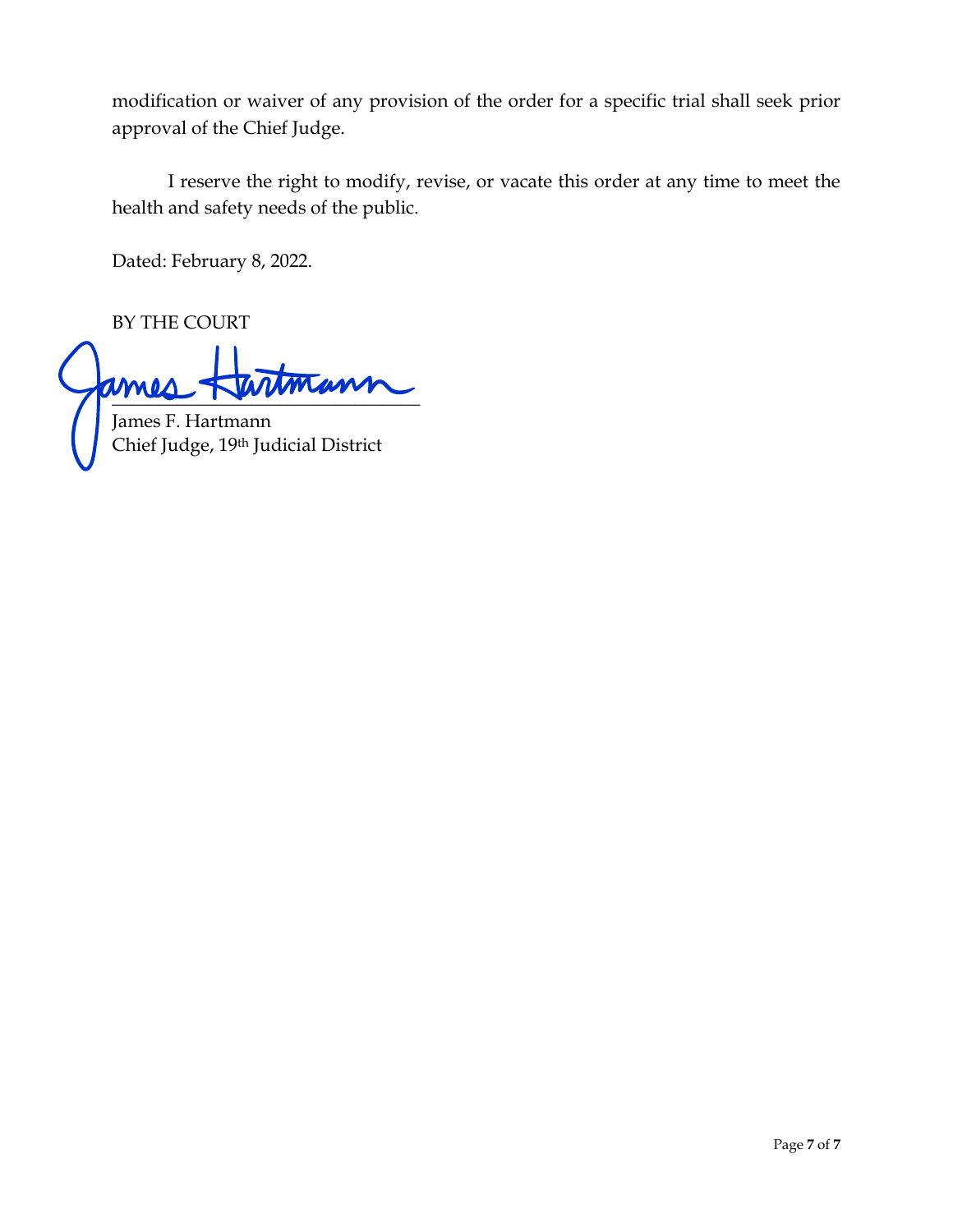modification or waiver of any provision of the order for a specific trial shall seek prior approval of the Chief Judge.

I reserve the right to modify, revise, or vacate this order at any time to meet the health and safety needs of the public.

Dated: February 8, 2022.

BY THE COURT

James F. Hartmann
Chief Judge, 19th Judicial District